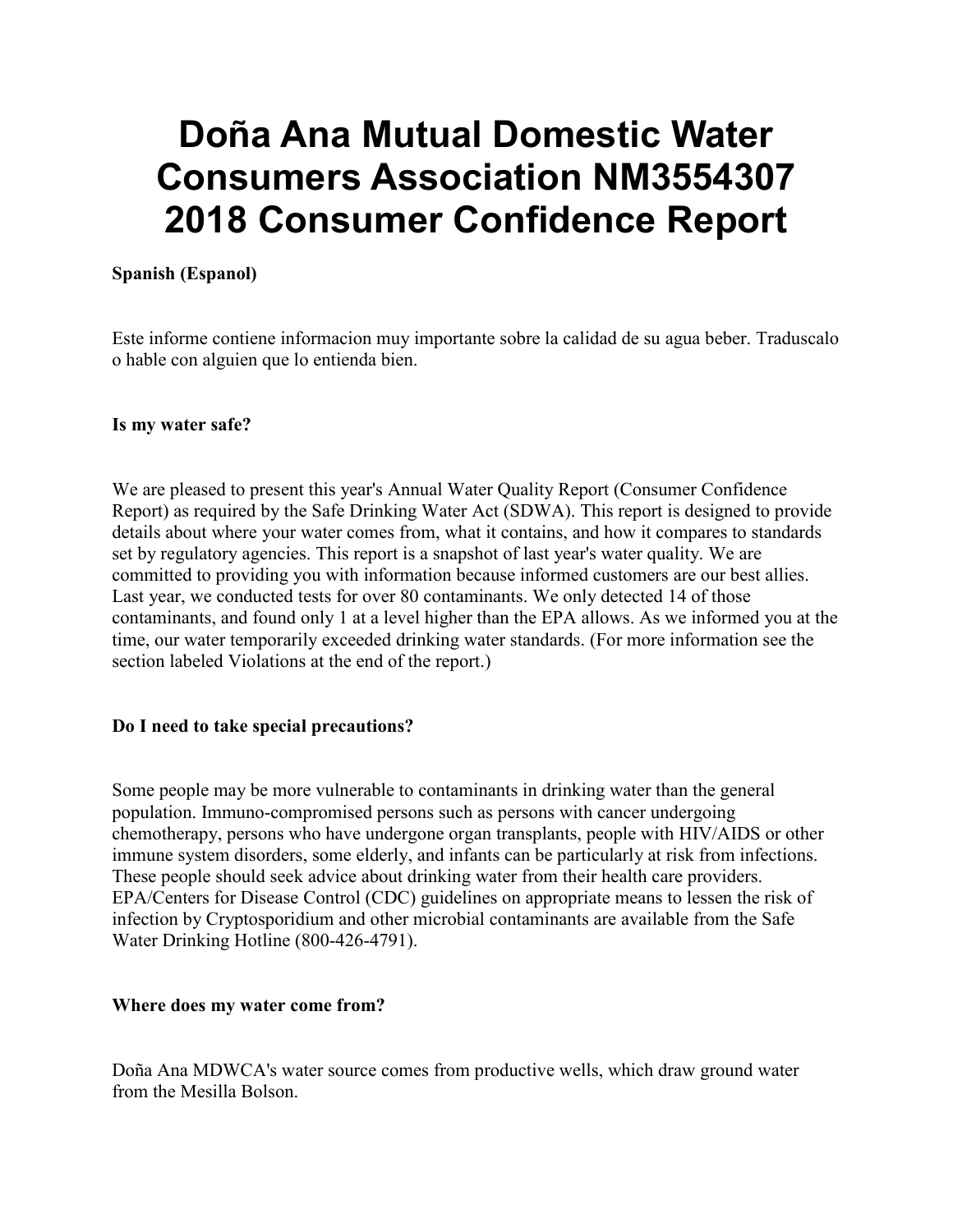# Doña Ana Mutual Domestic Water Consumers Association NM3554307 2018 Consumer Confidence Report

**Spanish (Espanol)**

Este informe contiene informacion muy importante sobre la calidad de su agua beber. Traduscalo o hable con alguien que lo entienda bien.

**Is my water safe?**

We are pleased to present this year's Annual Water Quality Report (Consumer Confidence Report) as required by the Safe Drinking Water Act (SDWA). This report is designed to provide details about where your water comes from, what it contains, and how it compares to standards set by regulatory agencies. This report is a snapshot of last year's water quality. We are committed to providing you with information because informed customers are our best allies. Last year, we conducted tests for over 80 contaminants. We only detected 14 of those contaminants, and found only 1 at a level higher than the EPA allows. As we informed you at the time, our water temporarily exceeded drinking water standards. (For more information see the section labeled Violations at the end of the report.)

**Do I need to take special precautions?**

Some people may be more vulnerable to contaminants in drinking water than the general population. Immuno-compromised persons such as persons with cancer undergoing chemotherapy, persons who have undergone organ transplants, people with HIV/AIDS or other immune system disorders, some elderly, and infants can be particularly at risk from infections. These people should seek advice about drinking water from their health care providers. EPA/Centers for Disease Control (CDC) guidelines on appropriate means to lessen the risk of infection by Cryptosporidium and other microbial contaminants are available from the Safe Water Drinking Hotline (800-426-4791).

**Where does my water come from?**

Doña Ana MDWCA's water source comes from productive wells, which draw ground water from the Mesilla Bolson.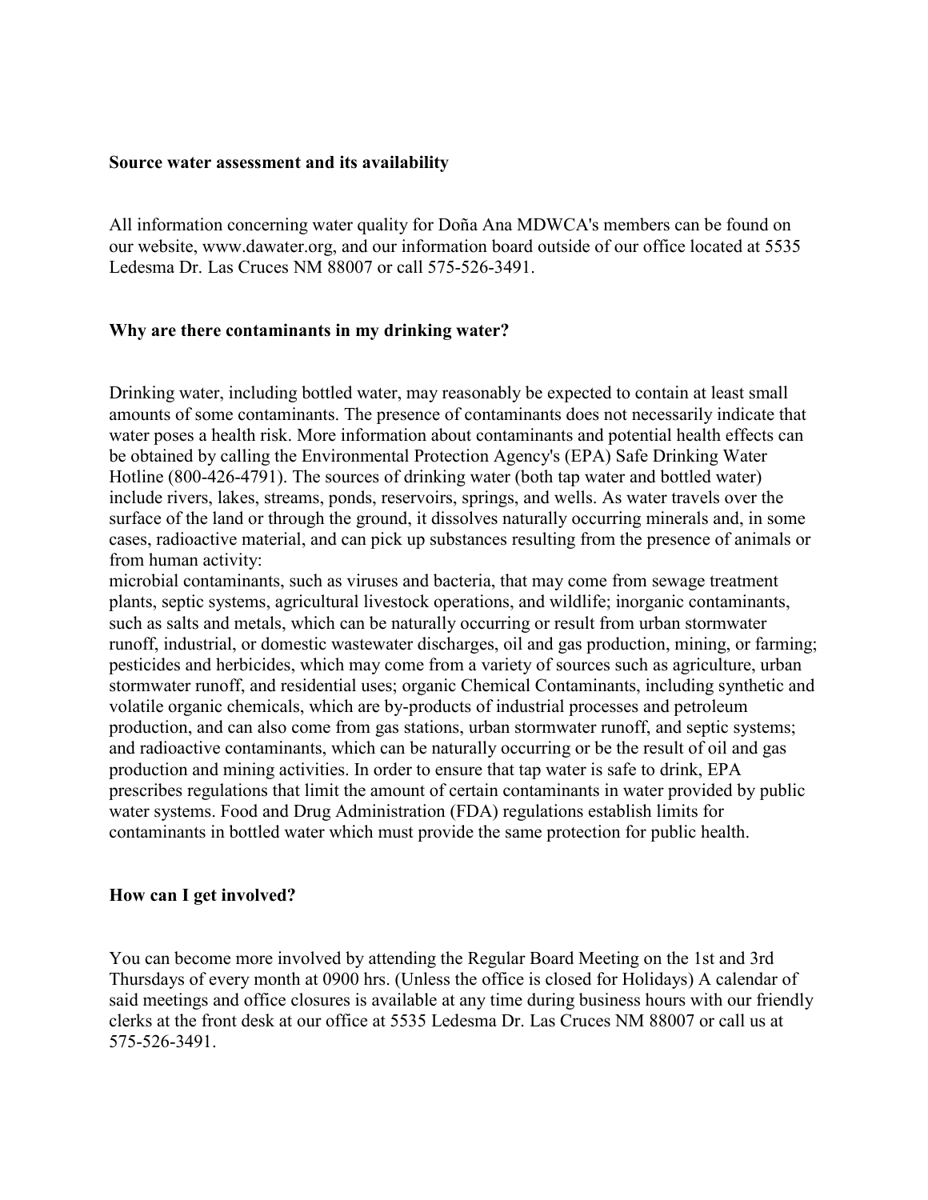**Source water assessment and its availability**

All information concerning water quality for Doña Ana MDWCA's members can be found on our website, www.dawater.org, and our information board outside of our office located at 5535 Ledesma Dr. Las Cruces NM 88007 or call 575-526-3491.

**Why are there contaminants in my drinking water?**

Drinking water, including bottled water, may reasonably be expected to contain at least small amounts of some contaminants. The presence of contaminants does not necessarily indicate that water poses a health risk. More information about contaminants and potential health effects can be obtained by calling the Environmental Protection Agency's (EPA) Safe Drinking Water Hotline (800-426-4791). The sources of drinking water (both tap water and bottled water) include rivers, lakes, streams, ponds, reservoirs, springs, and wells. As water travels over the surface of the land or through the ground, it dissolves naturally occurring minerals and, in some cases, radioactive material, and can pick up substances resulting from the presence of animals or from human activity:
microbial contaminants, such as viruses and bacteria, that may come from sewage treatment plants, septic systems, agricultural livestock operations, and wildlife; inorganic contaminants, such as salts and metals, which can be naturally occurring or result from urban stormwater runoff, industrial, or domestic wastewater discharges, oil and gas production, mining, or farming; pesticides and herbicides, which may come from a variety of sources such as agriculture, urban stormwater runoff, and residential uses; organic Chemical Contaminants, including synthetic and volatile organic chemicals, which are by-products of industrial processes and petroleum production, and can also come from gas stations, urban stormwater runoff, and septic systems; and radioactive contaminants, which can be naturally occurring or be the result of oil and gas production and mining activities. In order to ensure that tap water is safe to drink, EPA prescribes regulations that limit the amount of certain contaminants in water provided by public water systems. Food and Drug Administration (FDA) regulations establish limits for contaminants in bottled water which must provide the same protection for public health.

**How can I get involved?**

You can become more involved by attending the Regular Board Meeting on the 1st and 3rd Thursdays of every month at 0900 hrs. (Unless the office is closed for Holidays) A calendar of said meetings and office closures is available at any time during business hours with our friendly clerks at the front desk at our office at 5535 Ledesma Dr. Las Cruces NM 88007 or call us at 575-526-3491.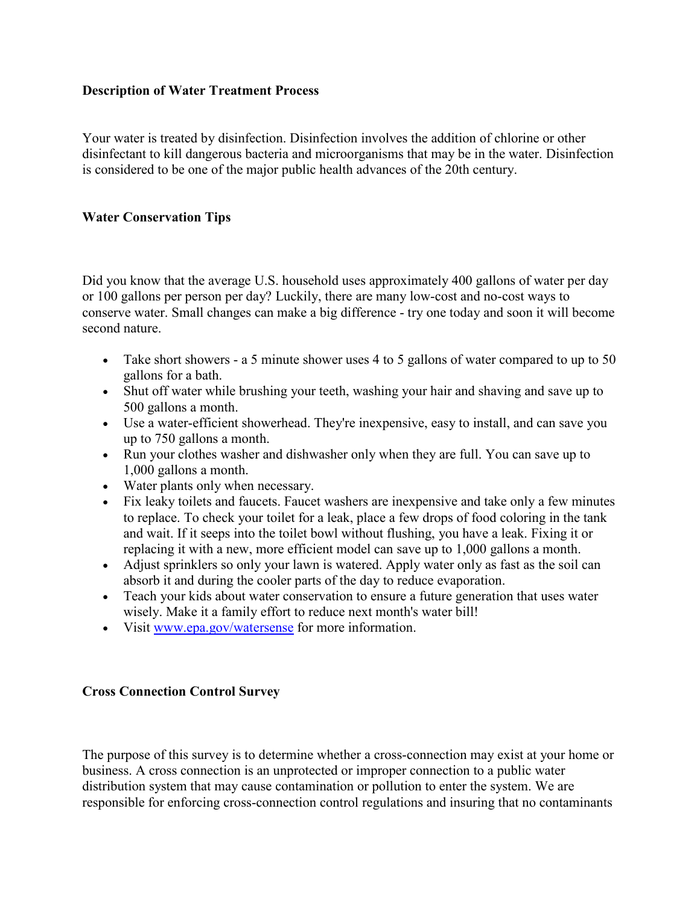### Description of Water Treatment Process

Your water is treated by disinfection. Disinfection involves the addition of chlorine or other disinfectant to kill dangerous bacteria and microorganisms that may be in the water. Disinfection is considered to be one of the major public health advances of the 20th century.

### Water Conservation Tips

Did you know that the average U.S. household uses approximately 400 gallons of water per day or 100 gallons per person per day? Luckily, there are many low-cost and no-cost ways to conserve water. Small changes can make a big difference - try one today and soon it will become second nature.

- Take short showers - a 5 minute shower uses 4 to 5 gallons of water compared to up to 50 gallons for a bath.
- Shut off water while brushing your teeth, washing your hair and shaving and save up to 500 gallons a month.
- Use a water-efficient showerhead. They're inexpensive, easy to install, and can save you up to 750 gallons a month.
- Run your clothes washer and dishwasher only when they are full. You can save up to 1,000 gallons a month.
- Water plants only when necessary.
- Fix leaky toilets and faucets. Faucet washers are inexpensive and take only a few minutes to replace. To check your toilet for a leak, place a few drops of food coloring in the tank and wait. If it seeps into the toilet bowl without flushing, you have a leak. Fixing it or replacing it with a new, more efficient model can save up to 1,000 gallons a month.
- Adjust sprinklers so only your lawn is watered. Apply water only as fast as the soil can absorb it and during the cooler parts of the day to reduce evaporation.
- Teach your kids about water conservation to ensure a future generation that uses water wisely. Make it a family effort to reduce next month's water bill!
- Visit [www.epa.gov/watersense](http://www.epa.gov/watersense) for more information.

### Cross Connection Control Survey

The purpose of this survey is to determine whether a cross-connection may exist at your home or business. A cross connection is an unprotected or improper connection to a public water distribution system that may cause contamination or pollution to enter the system. We are responsible for enforcing cross-connection control regulations and insuring that no contaminants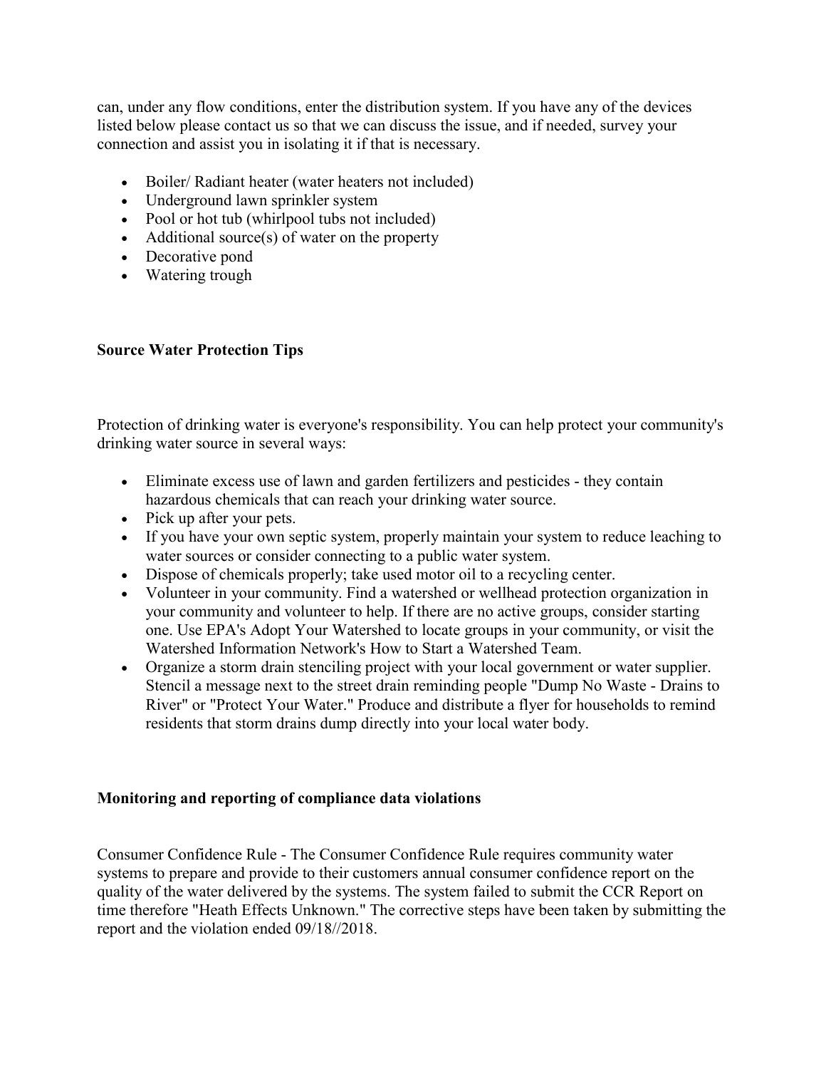can, under any flow conditions, enter the distribution system. If you have any of the devices listed below please contact us so that we can discuss the issue, and if needed, survey your connection and assist you in isolating it if that is necessary.

- Boiler/ Radiant heater (water heaters not included)
- Underground lawn sprinkler system
- Pool or hot tub (whirlpool tubs not included)
- Additional source(s) of water on the property
- Decorative pond
- Watering trough

**Source Water Protection Tips**

Protection of drinking water is everyone's responsibility. You can help protect your community's drinking water source in several ways:

- Eliminate excess use of lawn and garden fertilizers and pesticides - they contain hazardous chemicals that can reach your drinking water source.
- Pick up after your pets.
- If you have your own septic system, properly maintain your system to reduce leaching to water sources or consider connecting to a public water system.
- Dispose of chemicals properly; take used motor oil to a recycling center.
- Volunteer in your community. Find a watershed or wellhead protection organization in your community and volunteer to help. If there are no active groups, consider starting one. Use EPA's Adopt Your Watershed to locate groups in your community, or visit the Watershed Information Network's How to Start a Watershed Team.
- Organize a storm drain stenciling project with your local government or water supplier. Stencil a message next to the street drain reminding people "Dump No Waste - Drains to River" or "Protect Your Water." Produce and distribute a flyer for households to remind residents that storm drains dump directly into your local water body.

**Monitoring and reporting of compliance data violations**

Consumer Confidence Rule - The Consumer Confidence Rule requires community water systems to prepare and provide to their customers annual consumer confidence report on the quality of the water delivered by the systems. The system failed to submit the CCR Report on time therefore "Heath Effects Unknown." The corrective steps have been taken by submitting the report and the violation ended 09/18//2018.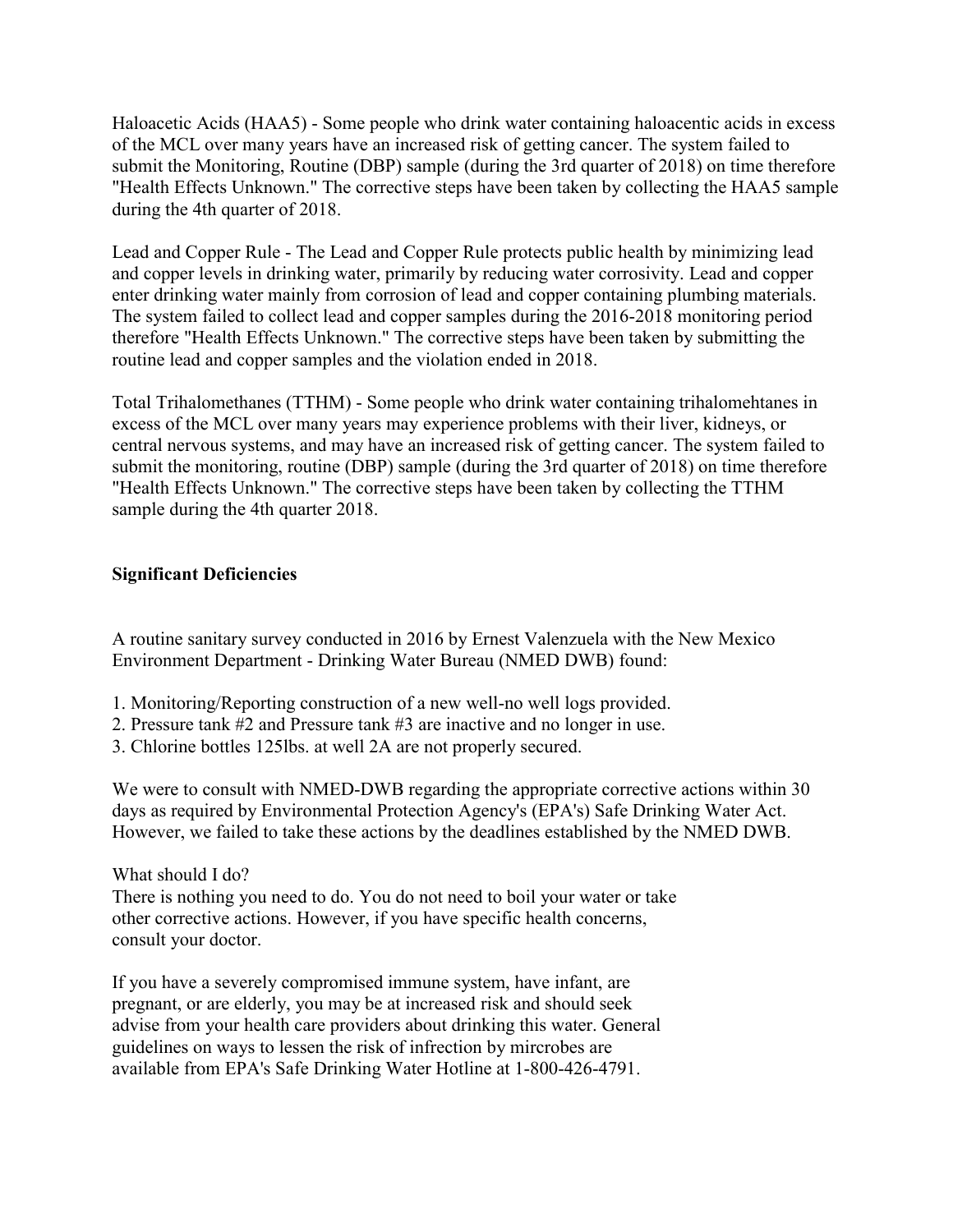Haloacetic Acids (HAA5) - Some people who drink water containing haloacentic acids in excess of the MCL over many years have an increased risk of getting cancer. The system failed to submit the Monitoring, Routine (DBP) sample (during the 3rd quarter of 2018) on time therefore "Health Effects Unknown." The corrective steps have been taken by collecting the HAA5 sample during the 4th quarter of 2018.

Lead and Copper Rule - The Lead and Copper Rule protects public health by minimizing lead and copper levels in drinking water, primarily by reducing water corrosivity. Lead and copper enter drinking water mainly from corrosion of lead and copper containing plumbing materials. The system failed to collect lead and copper samples during the 2016-2018 monitoring period therefore "Health Effects Unknown." The corrective steps have been taken by submitting the routine lead and copper samples and the violation ended in 2018.

Total Trihalomethanes (TTHM) - Some people who drink water containing trihalomehtanes in excess of the MCL over many years may experience problems with their liver, kidneys, or central nervous systems, and may have an increased risk of getting cancer. The system failed to submit the monitoring, routine (DBP) sample (during the 3rd quarter of 2018) on time therefore "Health Effects Unknown." The corrective steps have been taken by collecting the TTHM sample during the 4th quarter 2018.

**Significant Deficiencies**

A routine sanitary survey conducted in 2016 by Ernest Valenzuela with the New Mexico Environment Department - Drinking Water Bureau (NMED DWB) found:

1. Monitoring/Reporting construction of a new well-no well logs provided.
2. Pressure tank #2 and Pressure tank #3 are inactive and no longer in use.
3. Chlorine bottles 125lbs. at well 2A are not properly secured.

We were to consult with NMED-DWB regarding the appropriate corrective actions within 30 days as required by Environmental Protection Agency's (EPA's) Safe Drinking Water Act. However, we failed to take these actions by the deadlines established by the NMED DWB.

What should I do?
There is nothing you need to do. You do not need to boil your water or take other corrective actions. However, if you have specific health concerns, consult your doctor.

If you have a severely compromised immune system, have infant, are pregnant, or are elderly, you may be at increased risk and should seek advise from your health care providers about drinking this water. General guidelines on ways to lessen the risk of infrection by mircrobes are available from EPA's Safe Drinking Water Hotline at 1-800-426-4791.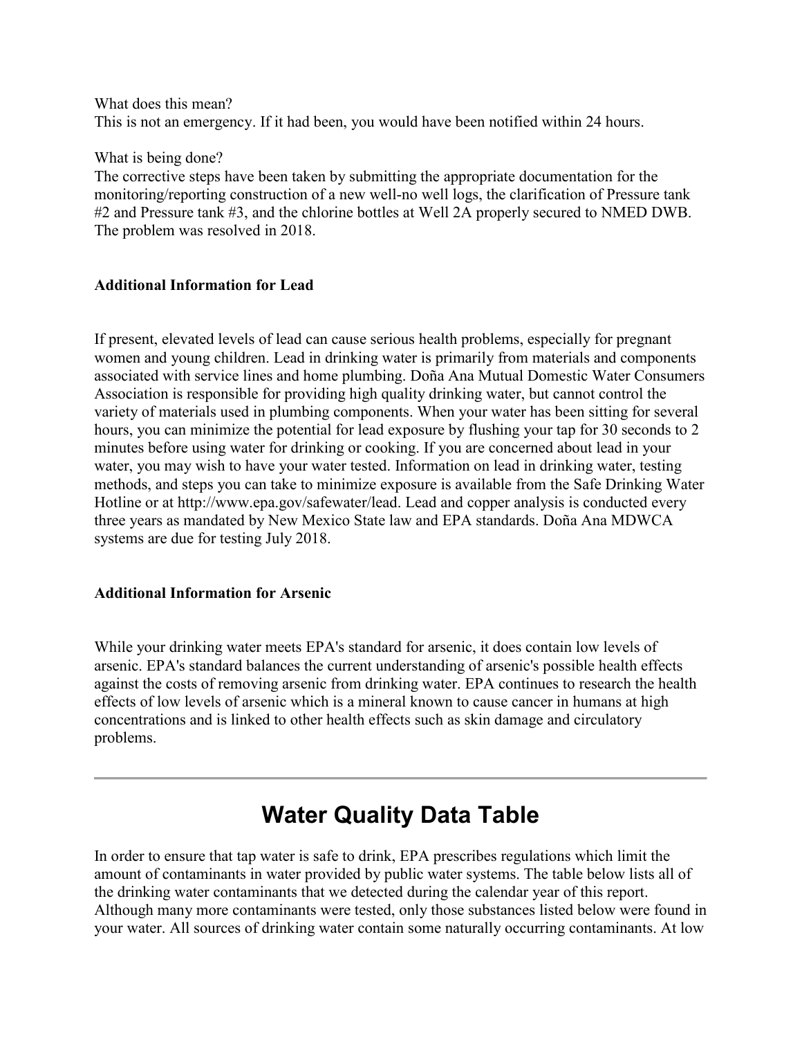What does this mean?
This is not an emergency. If it had been, you would have been notified within 24 hours.

What is being done?
The corrective steps have been taken by submitting the appropriate documentation for the monitoring/reporting construction of a new well-no well logs, the clarification of Pressure tank #2 and Pressure tank #3, and the chlorine bottles at Well 2A properly secured to NMED DWB. The problem was resolved in 2018.

**Additional Information for Lead**

If present, elevated levels of lead can cause serious health problems, especially for pregnant women and young children. Lead in drinking water is primarily from materials and components associated with service lines and home plumbing. Doña Ana Mutual Domestic Water Consumers Association is responsible for providing high quality drinking water, but cannot control the variety of materials used in plumbing components. When your water has been sitting for several hours, you can minimize the potential for lead exposure by flushing your tap for 30 seconds to 2 minutes before using water for drinking or cooking. If you are concerned about lead in your water, you may wish to have your water tested. Information on lead in drinking water, testing methods, and steps you can take to minimize exposure is available from the Safe Drinking Water Hotline or at http://www.epa.gov/safewater/lead. Lead and copper analysis is conducted every three years as mandated by New Mexico State law and EPA standards. Doña Ana MDWCA systems are due for testing July 2018.

**Additional Information for Arsenic**

While your drinking water meets EPA's standard for arsenic, it does contain low levels of arsenic. EPA's standard balances the current understanding of arsenic's possible health effects against the costs of removing arsenic from drinking water. EPA continues to research the health effects of low levels of arsenic which is a mineral known to cause cancer in humans at high concentrations and is linked to other health effects such as skin damage and circulatory problems.

---

# Water Quality Data Table

In order to ensure that tap water is safe to drink, EPA prescribes regulations which limit the amount of contaminants in water provided by public water systems. The table below lists all of the drinking water contaminants that we detected during the calendar year of this report. Although many more contaminants were tested, only those substances listed below were found in your water. All sources of drinking water contain some naturally occurring contaminants. At low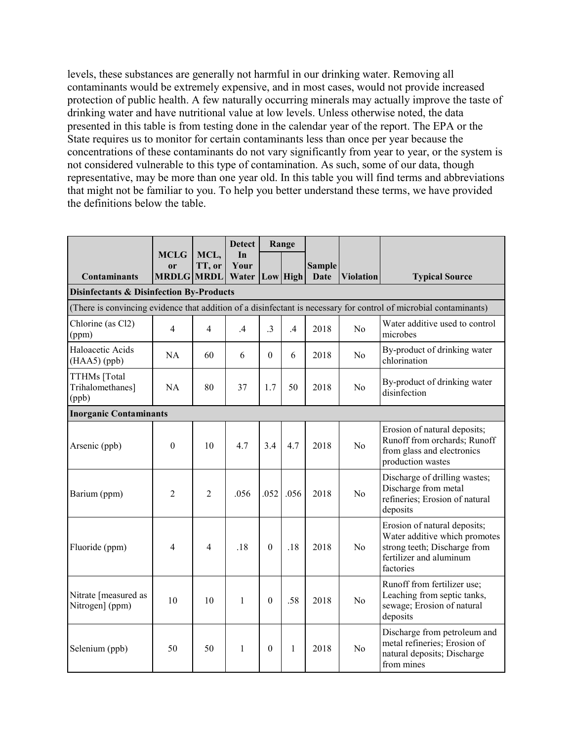levels, these substances are generally not harmful in our drinking water. Removing all contaminants would be extremely expensive, and in most cases, would not provide increased protection of public health. A few naturally occurring minerals may actually improve the taste of drinking water and have nutritional value at low levels. Unless otherwise noted, the data presented in this table is from testing done in the calendar year of the report. The EPA or the State requires us to monitor for certain contaminants less than once per year because the concentrations of these contaminants do not vary significantly from year to year, or the system is not considered vulnerable to this type of contamination. As such, some of our data, though representative, may be more than one year old. In this table you will find terms and abbreviations that might not be familiar to you. To help you better understand these terms, we have provided the definitions below the table.

| Contaminants | MCLG or MRDLG | MCL, TT, or MRDL | Detect In Your Water | Range | | Sample Date | Violation | Typical Source |
|---|---|---|---|---|---|---|---|---|
| | | | | Low | High | | | |
| **Disinfectants & Disinfection By-Products** | | | | | | | | |
| (There is convincing evidence that addition of a disinfectant is necessary for control of microbial contaminants) | | | | | | | | |
| Chlorine (as Cl2) (ppm) | 4 | 4 | .4 | .3 | .4 | 2018 | No | Water additive used to control microbes |
| Haloacetic Acids (HAA5) (ppb) | NA | 60 | 6 | 0 | 6 | 2018 | No | By-product of drinking water chlorination |
| TTHMs [Total Trihalomethanes] (ppb) | NA | 80 | 37 | 1.7 | 50 | 2018 | No | By-product of drinking water disinfection |
| **Inorganic Contaminants** | | | | | | | | |
| Arsenic (ppb) | 0 | 10 | 4.7 | 3.4 | 4.7 | 2018 | No | Erosion of natural deposits; Runoff from orchards; Runoff from glass and electronics production wastes |
| Barium (ppm) | 2 | 2 | .056 | .052 | .056 | 2018 | No | Discharge of drilling wastes; Discharge from metal refineries; Erosion of natural deposits |
| Fluoride (ppm) | 4 | 4 | .18 | 0 | .18 | 2018 | No | Erosion of natural deposits; Water additive which promotes strong teeth; Discharge from fertilizer and aluminum factories |
| Nitrate [measured as Nitrogen] (ppm) | 10 | 10 | 1 | 0 | .58 | 2018 | No | Runoff from fertilizer use; Leaching from septic tanks, sewage; Erosion of natural deposits |
| Selenium (ppb) | 50 | 50 | 1 | 0 | 1 | 2018 | No | Discharge from petroleum and metal refineries; Erosion of natural deposits; Discharge from mines |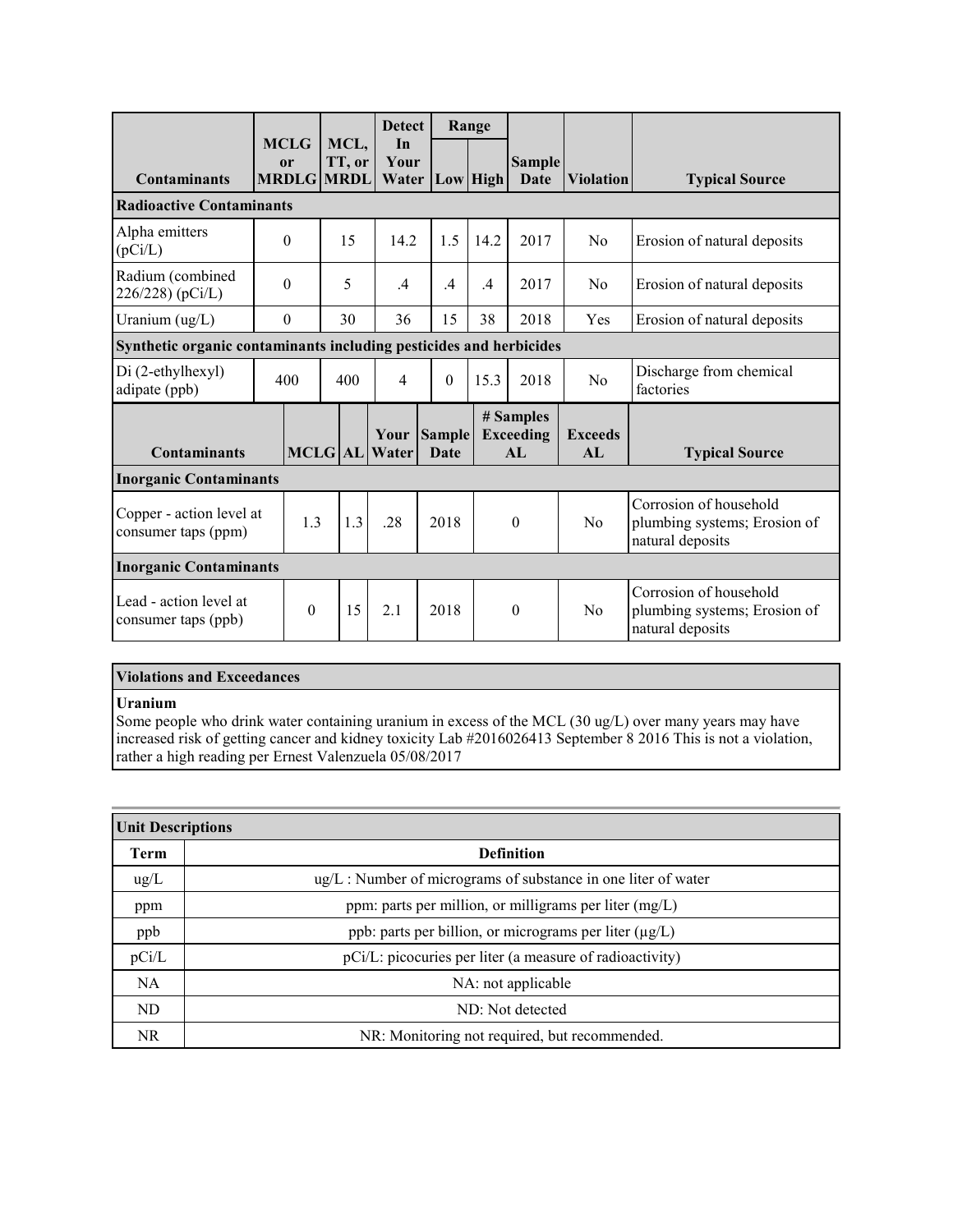| Contaminants | MCLG or MRDLG | MCL, TT, or MRDL | Detect In Your Water | Range Low | Range High | Sample Date | Violation | Typical Source |
|---|---|---|---|---|---|---|---|---|
| **Radioactive Contaminants** | | | | | | | | |
| Alpha emitters (pCi/L) | 0 | 15 | 14.2 | 1.5 | 14.2 | 2017 | No | Erosion of natural deposits |
| Radium (combined 226/228) (pCi/L) | 0 | 5 | .4 | .4 | .4 | 2017 | No | Erosion of natural deposits |
| Uranium (ug/L) | 0 | 30 | 36 | 15 | 38 | 2018 | Yes | Erosion of natural deposits |
| **Synthetic organic contaminants including pesticides and herbicides** | | | | | | | | |
| Di (2-ethylhexyl) adipate (ppb) | 400 | 400 | 4 | 0 | 15.3 | 2018 | No | Discharge from chemical factories |

| Contaminants | MCLG | AL | Your Water | Sample Date | # Samples Exceeding AL | Exceeds AL | Typical Source |
|---|---|---|---|---|---|---|---|
| **Inorganic Contaminants** | | | | | | | |
| Copper - action level at consumer taps (ppm) | 1.3 | 1.3 | .28 | 2018 | 0 | No | Corrosion of household plumbing systems; Erosion of natural deposits |
| **Inorganic Contaminants** | | | | | | | |
| Lead - action level at consumer taps (ppb) | 0 | 15 | 2.1 | 2018 | 0 | No | Corrosion of household plumbing systems; Erosion of natural deposits |

**Violations and Exceedances**

**Uranium**

Some people who drink water containing uranium in excess of the MCL (30 ug/L) over many years may have increased risk of getting cancer and kidney toxicity Lab #2016026413 September 8 2016 This is not a violation, rather a high reading per Ernest Valenzuela 05/08/2017

| Unit Descriptions | |
|---|---|
| **Term** | **Definition** |
| ug/L | ug/L : Number of micrograms of substance in one liter of water |
| ppm | ppm: parts per million, or milligrams per liter (mg/L) |
| ppb | ppb: parts per billion, or micrograms per liter (µg/L) |
| pCi/L | pCi/L: picocuries per liter (a measure of radioactivity) |
| NA | NA: not applicable |
| ND | ND: Not detected |
| NR | NR: Monitoring not required, but recommended. |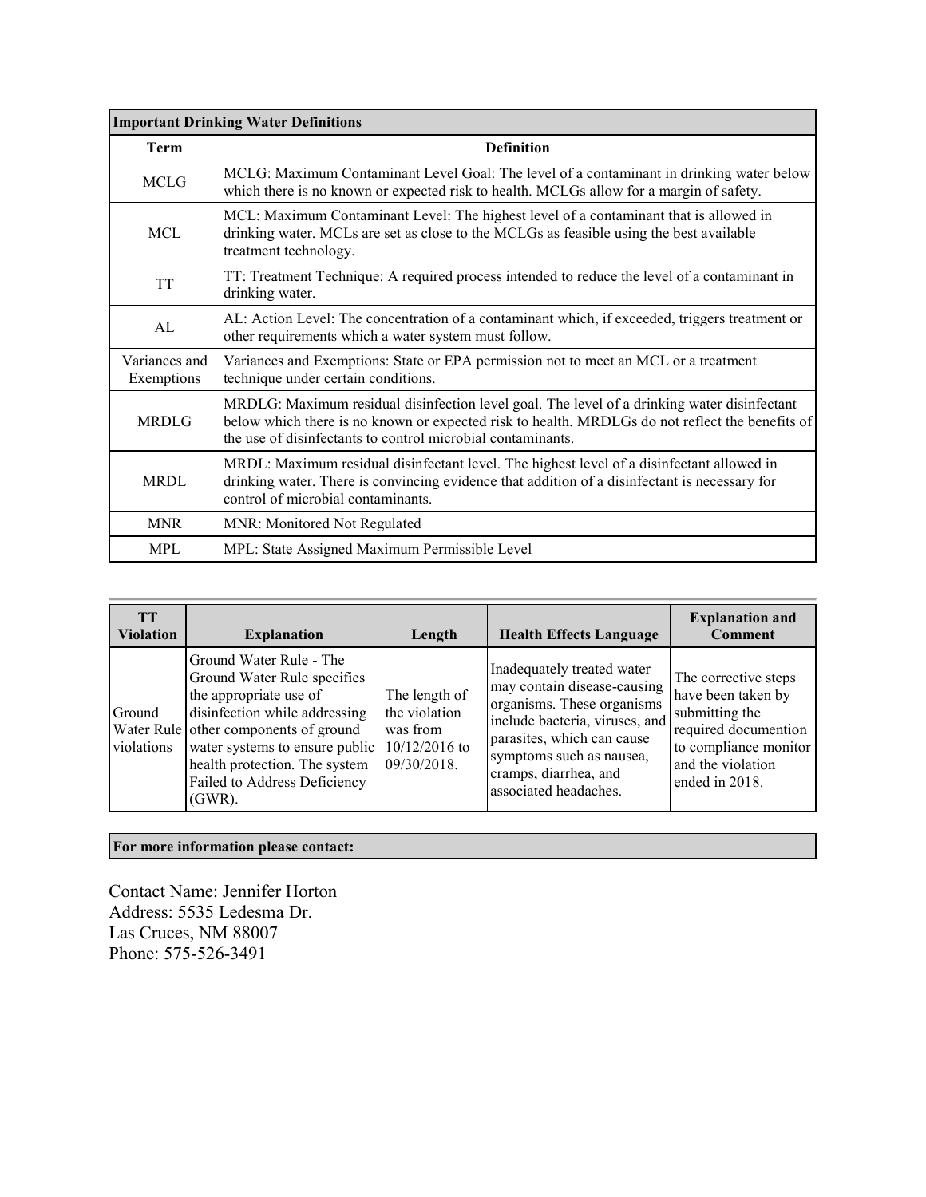| Important Drinking Water Definitions | |
|---|---|
| **Term** | **Definition** |
| MCLG | MCLG: Maximum Contaminant Level Goal: The level of a contaminant in drinking water below which there is no known or expected risk to health. MCLGs allow for a margin of safety. |
| MCL | MCL: Maximum Contaminant Level: The highest level of a contaminant that is allowed in drinking water. MCLs are set as close to the MCLGs as feasible using the best available treatment technology. |
| TT | TT: Treatment Technique: A required process intended to reduce the level of a contaminant in drinking water. |
| AL | AL: Action Level: The concentration of a contaminant which, if exceeded, triggers treatment or other requirements which a water system must follow. |
| Variances and Exemptions | Variances and Exemptions: State or EPA permission not to meet an MCL or a treatment technique under certain conditions. |
| MRDLG | MRDLG: Maximum residual disinfection level goal. The level of a drinking water disinfectant below which there is no known or expected risk to health. MRDLGs do not reflect the benefits of the use of disinfectants to control microbial contaminants. |
| MRDL | MRDL: Maximum residual disinfectant level. The highest level of a disinfectant allowed in drinking water. There is convincing evidence that addition of a disinfectant is necessary for control of microbial contaminants. |
| MNR | MNR: Monitored Not Regulated |
| MPL | MPL: State Assigned Maximum Permissible Level |

| TT Violation | Explanation | Length | Health Effects Language | Explanation and Comment |
|---|---|---|---|---|
| Ground Water Rule violations | Ground Water Rule - The Ground Water Rule specifies the appropriate use of disinfection while addressing other components of ground water systems to ensure public health protection. The system Failed to Address Deficiency (GWR). | The length of the violation was from 10/12/2016 to 09/30/2018. | Inadequately treated water may contain disease-causing organisms. These organisms include bacteria, viruses, and parasites, which can cause symptoms such as nausea, cramps, diarrhea, and associated headaches. | The corrective steps have been taken by submitting the required documention to compliance monitor and the violation ended in 2018. |

**For more information please contact:**

Contact Name: Jennifer Horton
Address: 5535 Ledesma Dr.
Las Cruces, NM 88007
Phone: 575-526-3491